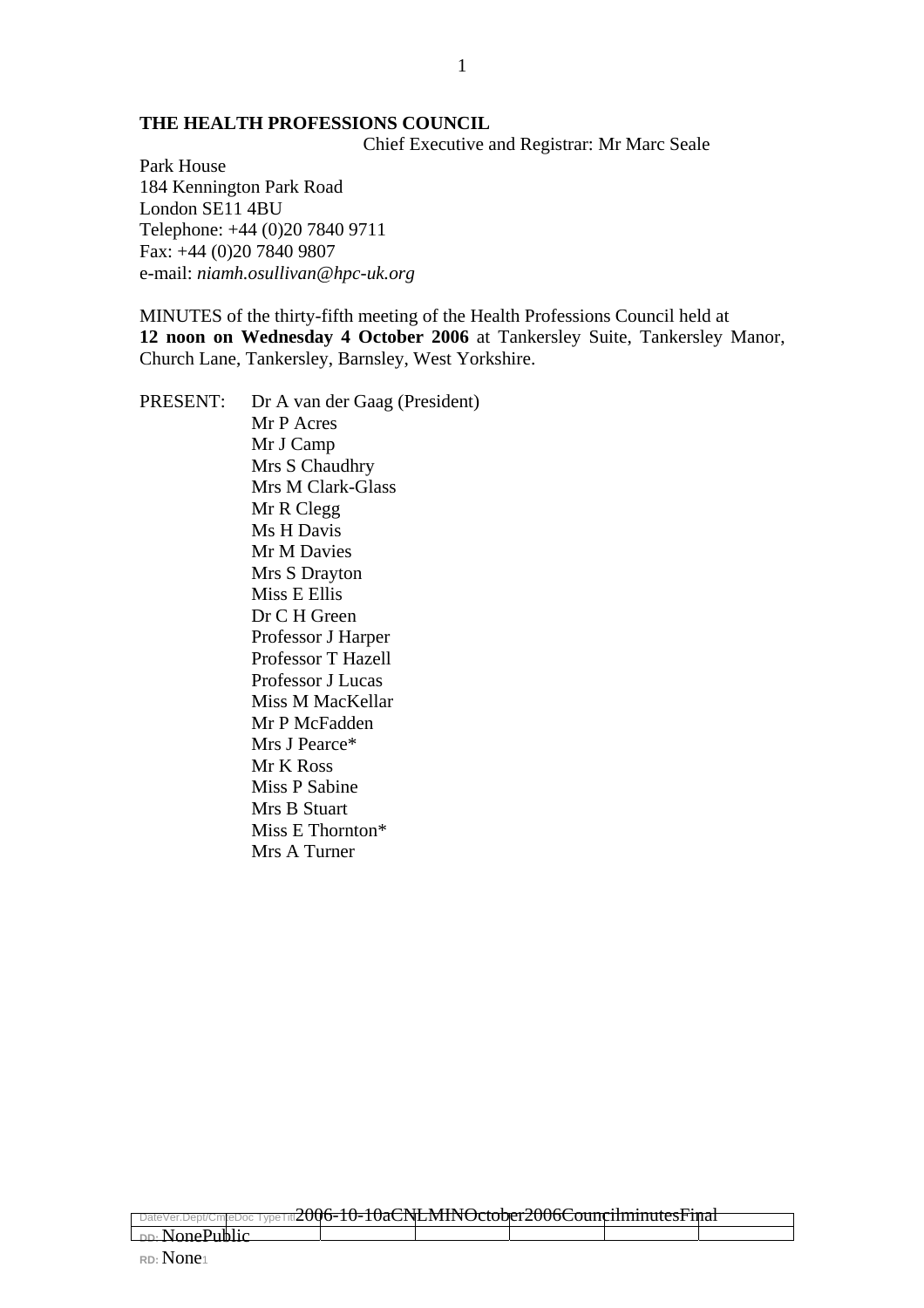**THE HEALTH PROFESSIONS COUNCIL**

Chief Executive and Registrar: Mr Marc Seale

Park House
184 Kennington Park Road
London SE11 4BU
Telephone: +44 (0)20 7840 9711
Fax: +44 (0)20 7840 9807
e-mail: *niamh.osullivan@hpc-uk.org*

MINUTES of the thirty-fifth meeting of the Health Professions Council held at **12 noon on Wednesday 4 October 2006** at Tankersley Suite, Tankersley Manor, Church Lane, Tankersley, Barnsley, West Yorkshire.

PRESENT: Dr A van der Gaag (President)
Mr P Acres
Mr J Camp
Mrs S Chaudhry
Mrs M Clark-Glass
Mr R Clegg
Ms H Davis
Mr M Davies
Mrs S Drayton
Miss E Ellis
Dr C H Green
Professor J Harper
Professor T Hazell
Professor J Lucas
Miss M MacKellar
Mr P McFadden
Mrs J Pearce*
Mr K Ross
Miss P Sabine
Mrs B Stuart
Miss E Thornton*
Mrs A Turner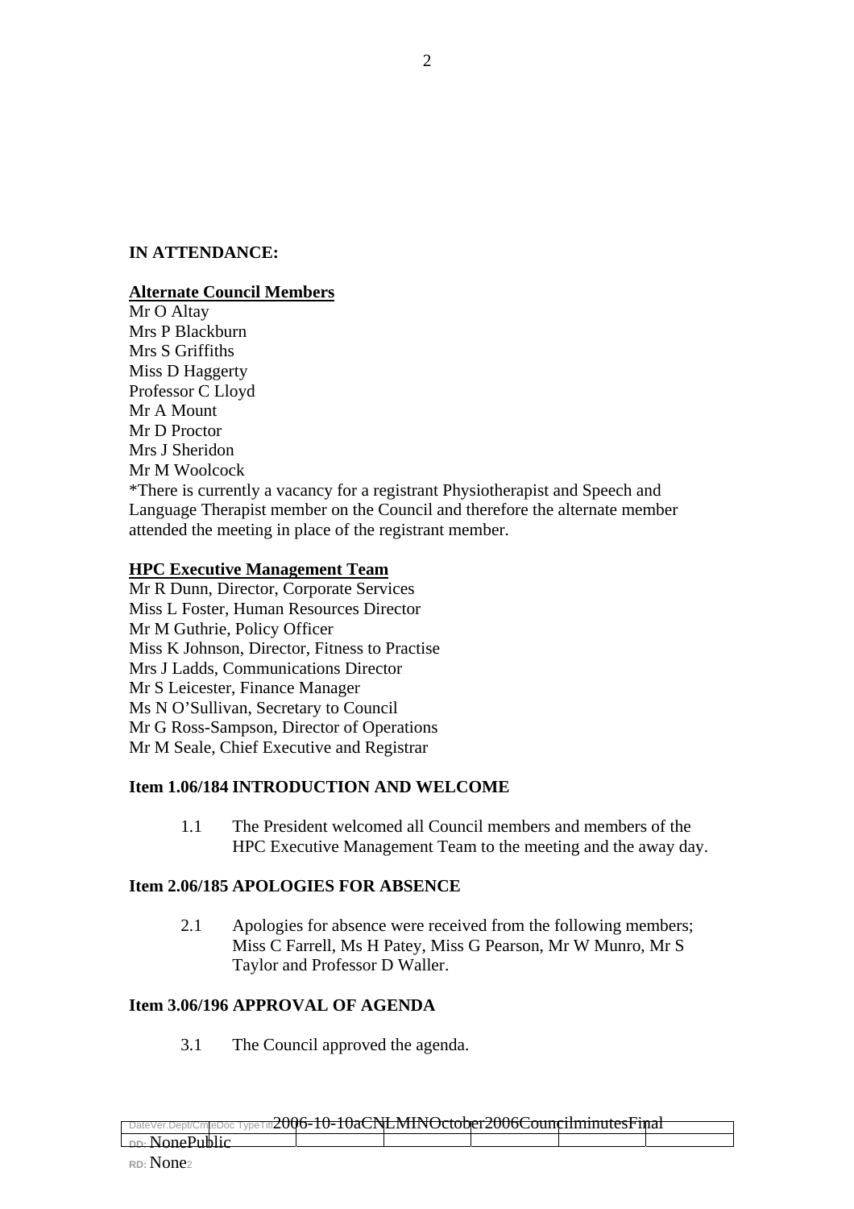**IN ATTENDANCE:**

**Alternate Council Members**

Mr O Altay
Mrs P Blackburn
Mrs S Griffiths
Miss D Haggerty
Professor C Lloyd
Mr A Mount
Mr D Proctor
Mrs J Sheridon
Mr M Woolcock
*There is currently a vacancy for a registrant Physiotherapist and Speech and Language Therapist member on the Council and therefore the alternate member attended the meeting in place of the registrant member.

**HPC Executive Management Team**

Mr R Dunn, Director, Corporate Services
Miss L Foster, Human Resources Director
Mr M Guthrie, Policy Officer
Miss K Johnson, Director, Fitness to Practise
Mrs J Ladds, Communications Director
Mr S Leicester, Finance Manager
Ms N O'Sullivan, Secretary to Council
Mr G Ross-Sampson, Director of Operations
Mr M Seale, Chief Executive and Registrar

**Item 1.06/184 INTRODUCTION AND WELCOME**

1.1 The President welcomed all Council members and members of the HPC Executive Management Team to the meeting and the away day.

**Item 2.06/185 APOLOGIES FOR ABSENCE**

2.1 Apologies for absence were received from the following members; Miss C Farrell, Ms H Patey, Miss G Pearson, Mr W Munro, Mr S Taylor and Professor D Waller.

**Item 3.06/196 APPROVAL OF AGENDA**

3.1 The Council approved the agenda.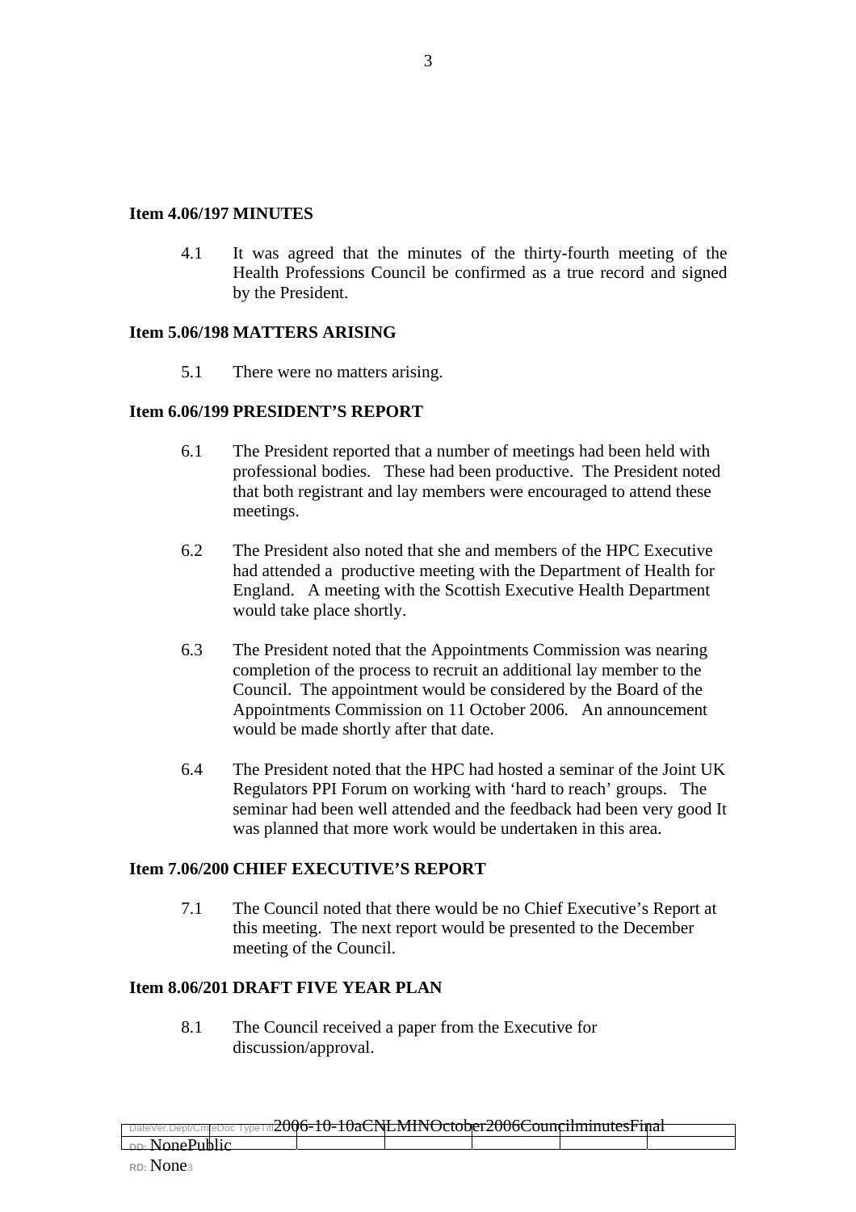**Item 4.06/197 MINUTES**

4.1 It was agreed that the minutes of the thirty-fourth meeting of the Health Professions Council be confirmed as a true record and signed by the President.

**Item 5.06/198 MATTERS ARISING**

5.1 There were no matters arising.

**Item 6.06/199 PRESIDENT'S REPORT**

6.1 The President reported that a number of meetings had been held with professional bodies. These had been productive. The President noted that both registrant and lay members were encouraged to attend these meetings.

6.2 The President also noted that she and members of the HPC Executive had attended a productive meeting with the Department of Health for England. A meeting with the Scottish Executive Health Department would take place shortly.

6.3 The President noted that the Appointments Commission was nearing completion of the process to recruit an additional lay member to the Council. The appointment would be considered by the Board of the Appointments Commission on 11 October 2006. An announcement would be made shortly after that date.

6.4 The President noted that the HPC had hosted a seminar of the Joint UK Regulators PPI Forum on working with 'hard to reach' groups. The seminar had been well attended and the feedback had been very good It was planned that more work would be undertaken in this area.

**Item 7.06/200 CHIEF EXECUTIVE'S REPORT**

7.1 The Council noted that there would be no Chief Executive's Report at this meeting. The next report would be presented to the December meeting of the Council.

**Item 8.06/201 DRAFT FIVE YEAR PLAN**

8.1 The Council received a paper from the Executive for discussion/approval.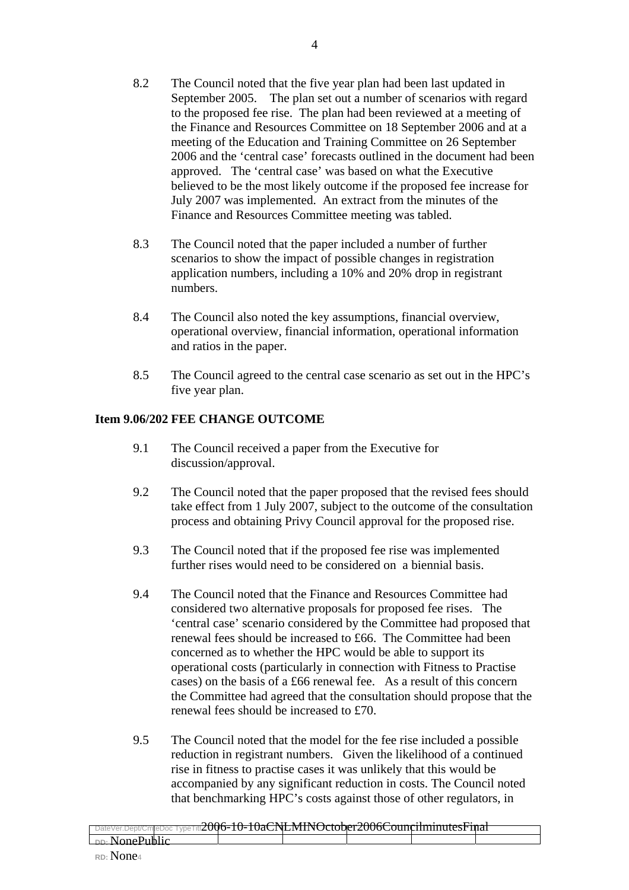8.2 The Council noted that the five year plan had been last updated in September 2005. The plan set out a number of scenarios with regard to the proposed fee rise. The plan had been reviewed at a meeting of the Finance and Resources Committee on 18 September 2006 and at a meeting of the Education and Training Committee on 26 September 2006 and the 'central case' forecasts outlined in the document had been approved. The 'central case' was based on what the Executive believed to be the most likely outcome if the proposed fee increase for July 2007 was implemented. An extract from the minutes of the Finance and Resources Committee meeting was tabled.

8.3 The Council noted that the paper included a number of further scenarios to show the impact of possible changes in registration application numbers, including a 10% and 20% drop in registrant numbers.

8.4 The Council also noted the key assumptions, financial overview, operational overview, financial information, operational information and ratios in the paper.

8.5 The Council agreed to the central case scenario as set out in the HPC's five year plan.

**Item 9.06/202 FEE CHANGE OUTCOME**

9.1 The Council received a paper from the Executive for discussion/approval.

9.2 The Council noted that the paper proposed that the revised fees should take effect from 1 July 2007, subject to the outcome of the consultation process and obtaining Privy Council approval for the proposed rise.

9.3 The Council noted that if the proposed fee rise was implemented further rises would need to be considered on a biennial basis.

9.4 The Council noted that the Finance and Resources Committee had considered two alternative proposals for proposed fee rises. The 'central case' scenario considered by the Committee had proposed that renewal fees should be increased to £66. The Committee had been concerned as to whether the HPC would be able to support its operational costs (particularly in connection with Fitness to Practise cases) on the basis of a £66 renewal fee. As a result of this concern the Committee had agreed that the consultation should propose that the renewal fees should be increased to £70.

9.5 The Council noted that the model for the fee rise included a possible reduction in registrant numbers. Given the likelihood of a continued rise in fitness to practise cases it was unlikely that this would be accompanied by any significant reduction in costs. The Council noted that benchmarking HPC's costs against those of other regulators, in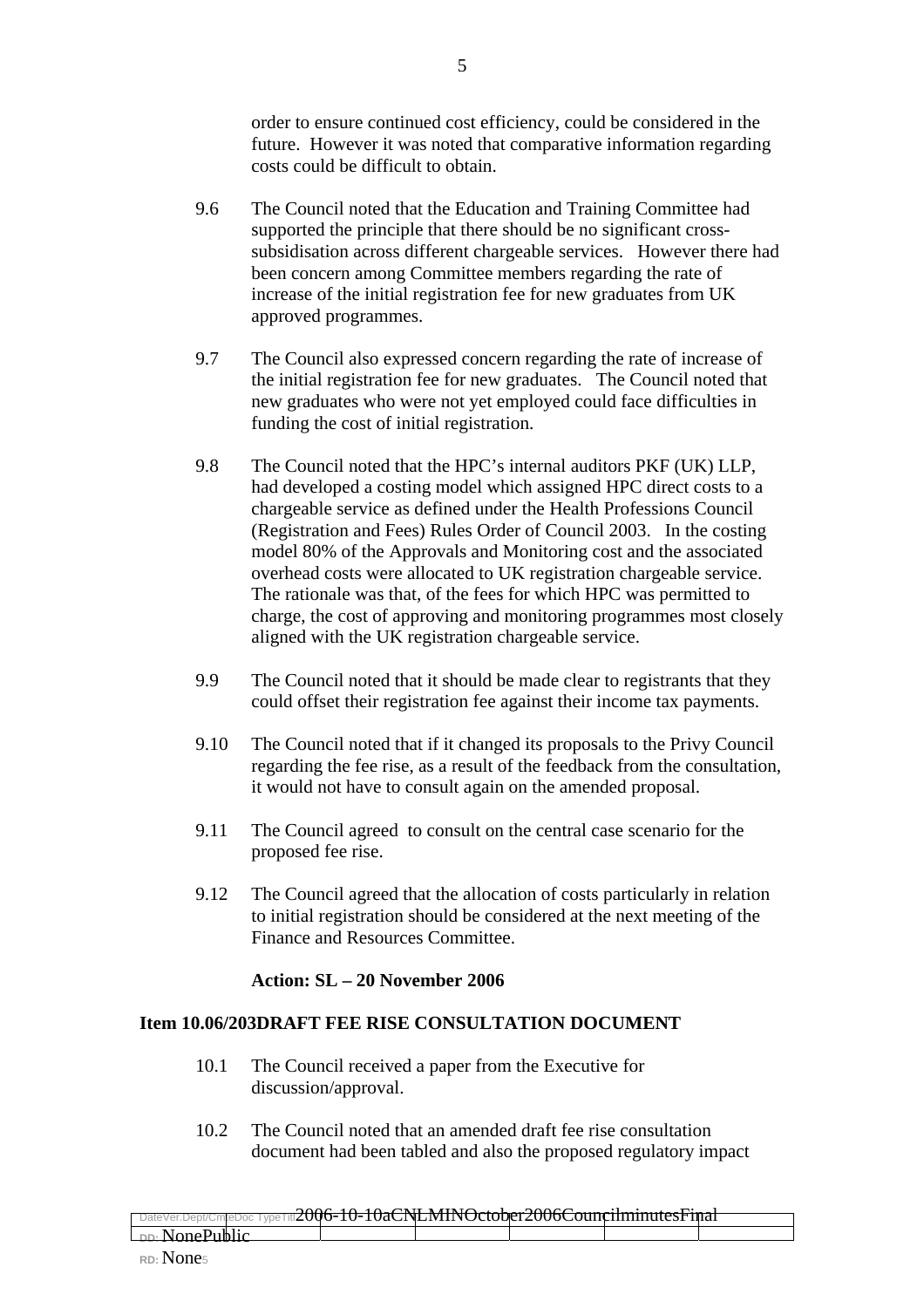order to ensure continued cost efficiency, could be considered in the future. However it was noted that comparative information regarding costs could be difficult to obtain.

9.6 The Council noted that the Education and Training Committee had supported the principle that there should be no significant cross-subsidisation across different chargeable services. However there had been concern among Committee members regarding the rate of increase of the initial registration fee for new graduates from UK approved programmes.

9.7 The Council also expressed concern regarding the rate of increase of the initial registration fee for new graduates. The Council noted that new graduates who were not yet employed could face difficulties in funding the cost of initial registration.

9.8 The Council noted that the HPC's internal auditors PKF (UK) LLP, had developed a costing model which assigned HPC direct costs to a chargeable service as defined under the Health Professions Council (Registration and Fees) Rules Order of Council 2003. In the costing model 80% of the Approvals and Monitoring cost and the associated overhead costs were allocated to UK registration chargeable service. The rationale was that, of the fees for which HPC was permitted to charge, the cost of approving and monitoring programmes most closely aligned with the UK registration chargeable service.

9.9 The Council noted that it should be made clear to registrants that they could offset their registration fee against their income tax payments.

9.10 The Council noted that if it changed its proposals to the Privy Council regarding the fee rise, as a result of the feedback from the consultation, it would not have to consult again on the amended proposal.

9.11 The Council agreed to consult on the central case scenario for the proposed fee rise.

9.12 The Council agreed that the allocation of costs particularly in relation to initial registration should be considered at the next meeting of the Finance and Resources Committee.

**Action: SL – 20 November 2006**

**Item 10.06/203DRAFT FEE RISE CONSULTATION DOCUMENT**

10.1 The Council received a paper from the Executive for discussion/approval.

10.2 The Council noted that an amended draft fee rise consultation document had been tabled and also the proposed regulatory impact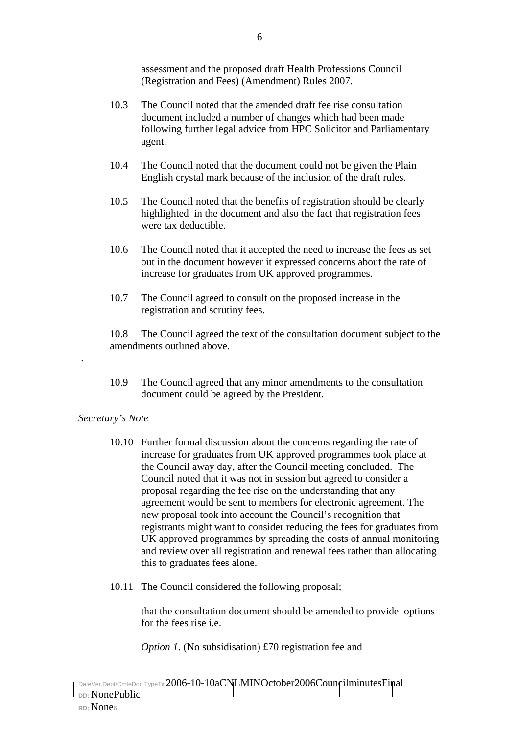assessment and the proposed draft Health Professions Council (Registration and Fees) (Amendment) Rules 2007.

10.3 The Council noted that the amended draft fee rise consultation document included a number of changes which had been made following further legal advice from HPC Solicitor and Parliamentary agent.

10.4 The Council noted that the document could not be given the Plain English crystal mark because of the inclusion of the draft rules.

10.5 The Council noted that the benefits of registration should be clearly highlighted in the document and also the fact that registration fees were tax deductible.

10.6 The Council noted that it accepted the need to increase the fees as set out in the document however it expressed concerns about the rate of increase for graduates from UK approved programmes.

10.7 The Council agreed to consult on the proposed increase in the registration and scrutiny fees.

10.8 The Council agreed the text of the consultation document subject to the amendments outlined above.

.

10.9 The Council agreed that any minor amendments to the consultation document could be agreed by the President.

*Secretary's Note*

10.10 Further formal discussion about the concerns regarding the rate of increase for graduates from UK approved programmes took place at the Council away day, after the Council meeting concluded. The Council noted that it was not in session but agreed to consider a proposal regarding the fee rise on the understanding that any agreement would be sent to members for electronic agreement. The new proposal took into account the Council's recognition that registrants might want to consider reducing the fees for graduates from UK approved programmes by spreading the costs of annual monitoring and review over all registration and renewal fees rather than allocating this to graduates fees alone.

10.11 The Council considered the following proposal;

that the consultation document should be amended to provide options for the fees rise i.e.

*Option 1*. (No subsidisation) £70 registration fee and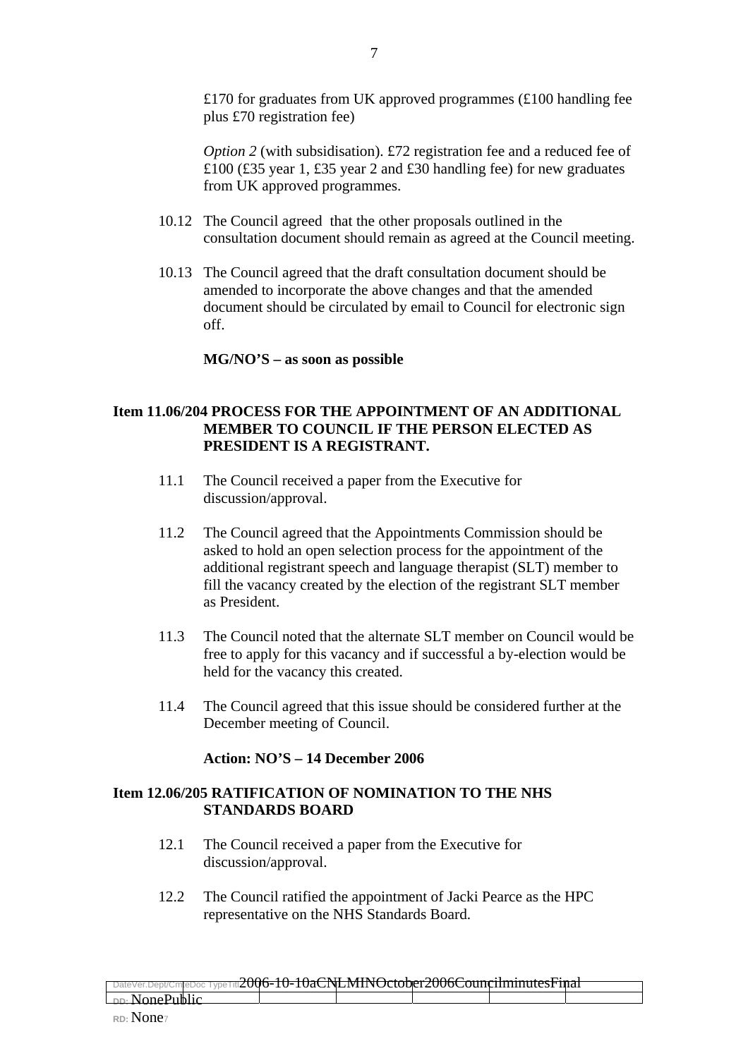£170 for graduates from UK approved programmes (£100 handling fee plus £70 registration fee)

*Option 2* (with subsidisation). £72 registration fee and a reduced fee of £100 (£35 year 1, £35 year 2 and £30 handling fee) for new graduates from UK approved programmes.

10.12 The Council agreed that the other proposals outlined in the consultation document should remain as agreed at the Council meeting.

10.13 The Council agreed that the draft consultation document should be amended to incorporate the above changes and that the amended document should be circulated by email to Council for electronic sign off.

**MG/NO'S – as soon as possible**

**Item 11.06/204 PROCESS FOR THE APPOINTMENT OF AN ADDITIONAL MEMBER TO COUNCIL IF THE PERSON ELECTED AS PRESIDENT IS A REGISTRANT.**

11.1 The Council received a paper from the Executive for discussion/approval.

11.2 The Council agreed that the Appointments Commission should be asked to hold an open selection process for the appointment of the additional registrant speech and language therapist (SLT) member to fill the vacancy created by the election of the registrant SLT member as President.

11.3 The Council noted that the alternate SLT member on Council would be free to apply for this vacancy and if successful a by-election would be held for the vacancy this created.

11.4 The Council agreed that this issue should be considered further at the December meeting of Council.

**Action: NO'S – 14 December 2006**

**Item 12.06/205 RATIFICATION OF NOMINATION TO THE NHS STANDARDS BOARD**

12.1 The Council received a paper from the Executive for discussion/approval.

12.2 The Council ratified the appointment of Jacki Pearce as the HPC representative on the NHS Standards Board.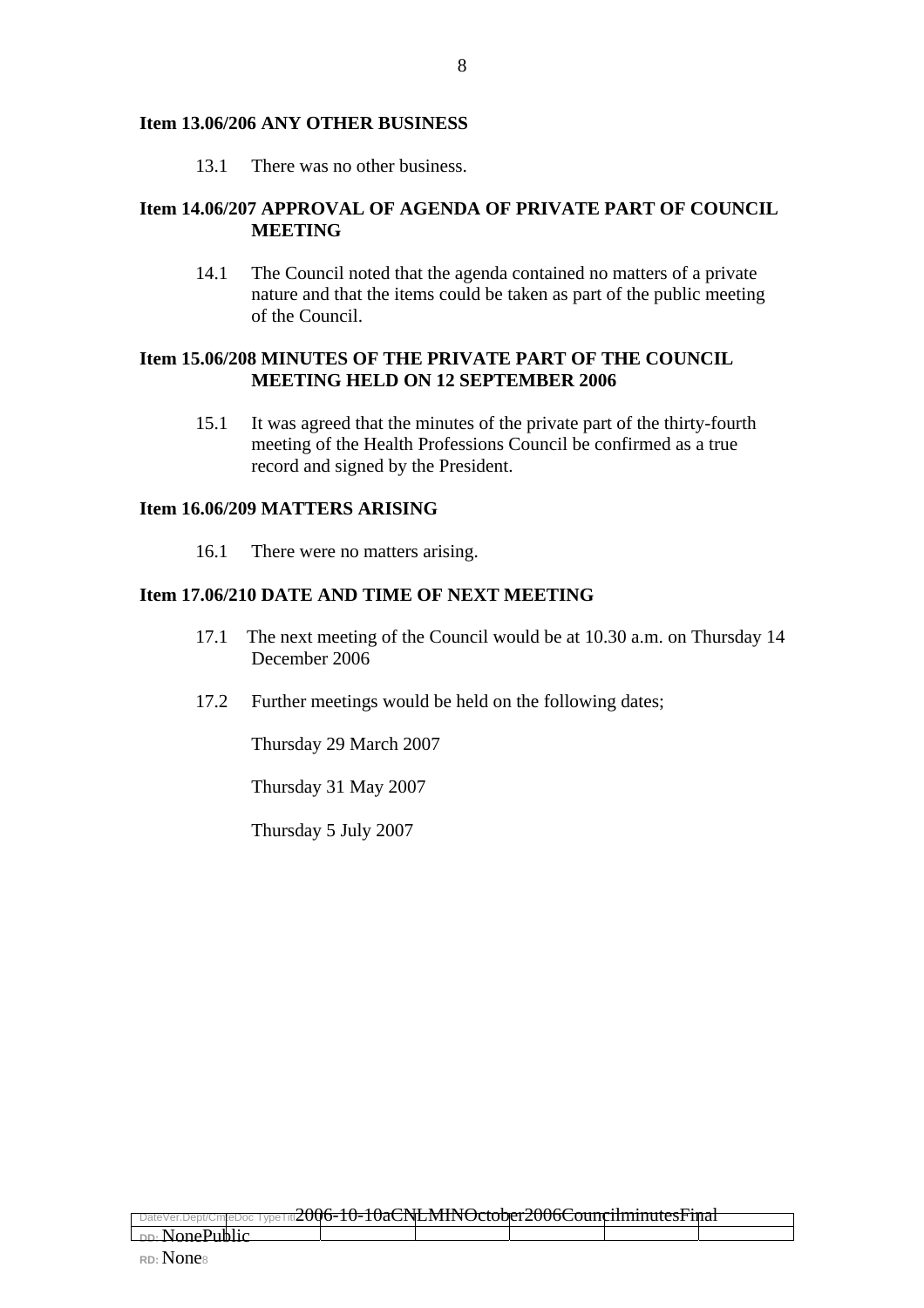**Item 13.06/206 ANY OTHER BUSINESS**

13.1 There was no other business.

**Item 14.06/207 APPROVAL OF AGENDA OF PRIVATE PART OF COUNCIL MEETING**

14.1 The Council noted that the agenda contained no matters of a private nature and that the items could be taken as part of the public meeting of the Council.

**Item 15.06/208 MINUTES OF THE PRIVATE PART OF THE COUNCIL MEETING HELD ON 12 SEPTEMBER 2006**

15.1 It was agreed that the minutes of the private part of the thirty-fourth meeting of the Health Professions Council be confirmed as a true record and signed by the President.

**Item 16.06/209 MATTERS ARISING**

16.1 There were no matters arising.

**Item 17.06/210 DATE AND TIME OF NEXT MEETING**

17.1 The next meeting of the Council would be at 10.30 a.m. on Thursday 14 December 2006

17.2 Further meetings would be held on the following dates;

Thursday 29 March 2007

Thursday 31 May 2007

Thursday 5 July 2007